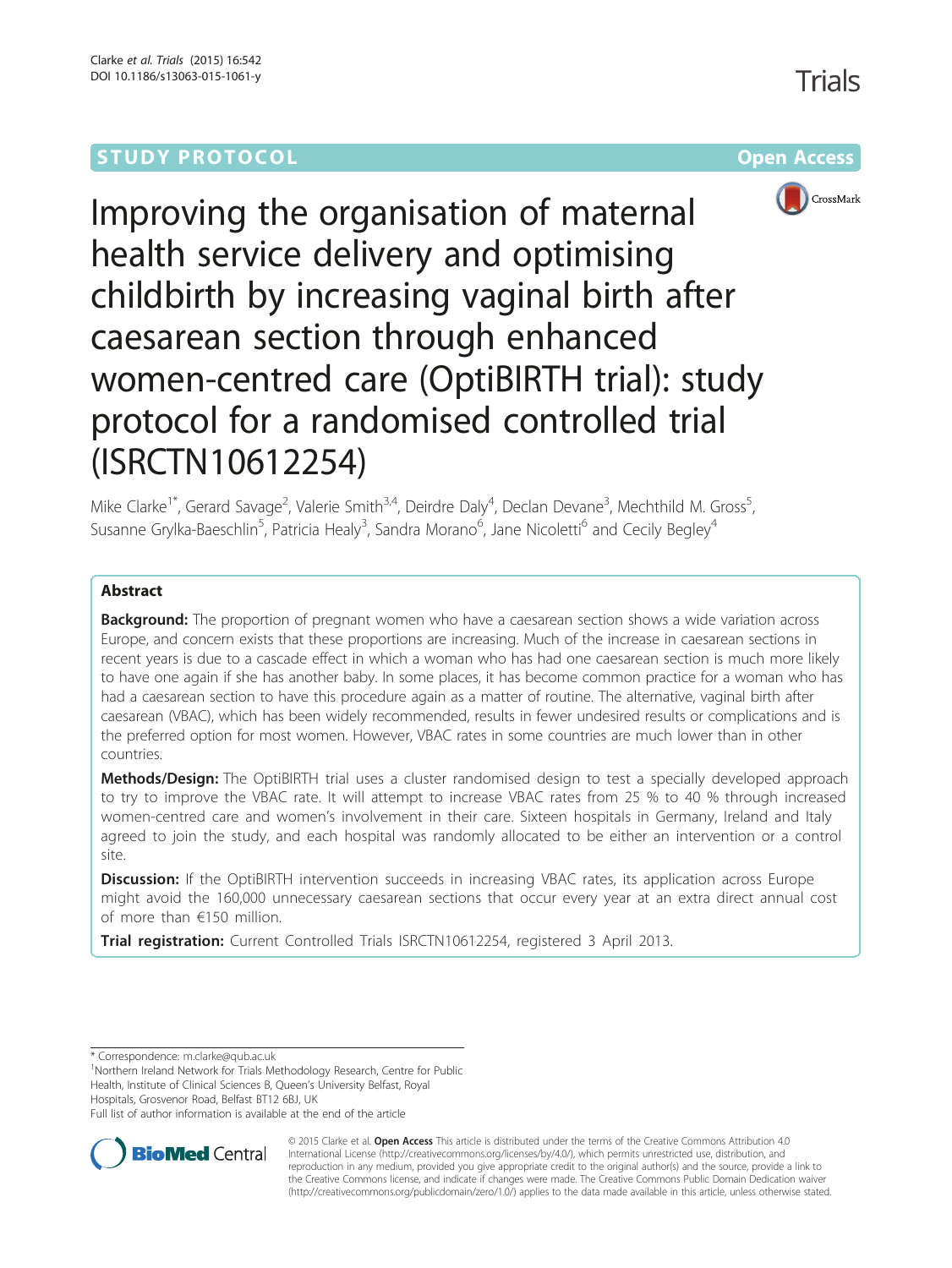STUDY PROTOCOL Open Access

# Improving the organisation of maternal health service delivery and optimising childbirth by increasing vaginal birth after caesarean section through enhanced women-centred care (OptiBIRTH trial): study protocol for a randomised controlled trial (ISRCTN10612254)

Mike Clarke[1*], Gerard Savage[2], Valerie Smith[3,4], Deirdre Daly[4], Declan Devane[3], Mechthild M. Gross[5], Susanne Grylka-Baeschlin[5], Patricia Healy[3], Sandra Morano[6], Jane Nicoletti[6] and Cecily Begley[4]

## Abstract

**Background:** The proportion of pregnant women who have a caesarean section shows a wide variation across Europe, and concern exists that these proportions are increasing. Much of the increase in caesarean sections in recent years is due to a cascade effect in which a woman who has had one caesarean section is much more likely to have one again if she has another baby. In some places, it has become common practice for a woman who has had a caesarean section to have this procedure again as a matter of routine. The alternative, vaginal birth after caesarean (VBAC), which has been widely recommended, results in fewer undesired results or complications and is the preferred option for most women. However, VBAC rates in some countries are much lower than in other countries.

**Methods/Design:** The OptiBIRTH trial uses a cluster randomised design to test a specially developed approach to try to improve the VBAC rate. It will attempt to increase VBAC rates from 25 % to 40 % through increased women-centred care and women's involvement in their care. Sixteen hospitals in Germany, Ireland and Italy agreed to join the study, and each hospital was randomly allocated to be either an intervention or a control site.

**Discussion:** If the OptiBIRTH intervention succeeds in increasing VBAC rates, its application across Europe might avoid the 160,000 unnecessary caesarean sections that occur every year at an extra direct annual cost of more than €150 million.

**Trial registration:** Current Controlled Trials ISRCTN10612254, registered 3 April 2013.

* Correspondence: m.clarke@qub.ac.uk

[1] Northern Ireland Network for Trials Methodology Research, Centre for Public Health, Institute of Clinical Sciences B, Queen's University Belfast, Royal Hospitals, Grosvenor Road, Belfast BT12 6BJ, UK

Full list of author information is available at the end of the article

© 2015 Clarke et al. **Open Access** This article is distributed under the terms of the Creative Commons Attribution 4.0 International License (http://creativecommons.org/licenses/by/4.0/), which permits unrestricted use, distribution, and reproduction in any medium, provided you give appropriate credit to the original author(s) and the source, provide a link to the Creative Commons license, and indicate if changes were made. The Creative Commons Public Domain Dedication waiver (http://creativecommons.org/publicdomain/zero/1.0/) applies to the data made available in this article, unless otherwise stated.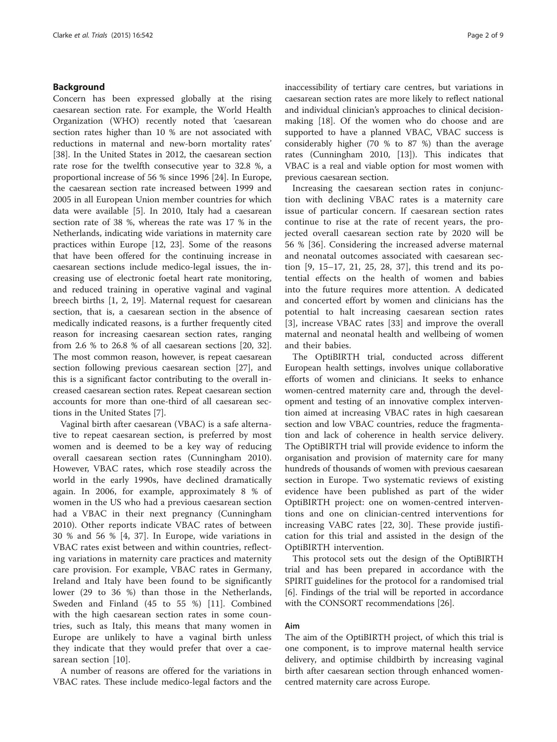## Background

Concern has been expressed globally at the rising caesarean section rate. For example, the World Health Organization (WHO) recently noted that 'caesarean section rates higher than 10 % are not associated with reductions in maternal and new-born mortality rates' [38]. In the United States in 2012, the caesarean section rate rose for the twelfth consecutive year to 32.8 %, a proportional increase of 56 % since 1996 [24]. In Europe, the caesarean section rate increased between 1999 and 2005 in all European Union member countries for which data were available [5]. In 2010, Italy had a caesarean section rate of 38 %, whereas the rate was 17 % in the Netherlands, indicating wide variations in maternity care practices within Europe [12, 23]. Some of the reasons that have been offered for the continuing increase in caesarean sections include medico-legal issues, the increasing use of electronic foetal heart rate monitoring, and reduced training in operative vaginal and vaginal breech births [1, 2, 19]. Maternal request for caesarean section, that is, a caesarean section in the absence of medically indicated reasons, is a further frequently cited reason for increasing caesarean section rates, ranging from 2.6 % to 26.8 % of all caesarean sections [20, 32]. The most common reason, however, is repeat caesarean section following previous caesarean section [27], and this is a significant factor contributing to the overall increased caesarean section rates. Repeat caesarean section accounts for more than one-third of all caesarean sections in the United States [7].

Vaginal birth after caesarean (VBAC) is a safe alternative to repeat caesarean section, is preferred by most women and is deemed to be a key way of reducing overall caesarean section rates (Cunningham 2010). However, VBAC rates, which rose steadily across the world in the early 1990s, have declined dramatically again. In 2006, for example, approximately 8 % of women in the US who had a previous caesarean section had a VBAC in their next pregnancy (Cunningham 2010). Other reports indicate VBAC rates of between 30 % and 56 % [4, 37]. In Europe, wide variations in VBAC rates exist between and within countries, reflecting variations in maternity care practices and maternity care provision. For example, VBAC rates in Germany, Ireland and Italy have been found to be significantly lower (29 to 36 %) than those in the Netherlands, Sweden and Finland (45 to 55 %) [11]. Combined with the high caesarean section rates in some countries, such as Italy, this means that many women in Europe are unlikely to have a vaginal birth unless they indicate that they would prefer that over a caesarean section [10].

A number of reasons are offered for the variations in VBAC rates. These include medico-legal factors and the inaccessibility of tertiary care centres, but variations in caesarean section rates are more likely to reflect national and individual clinician's approaches to clinical decision-making [18]. Of the women who do choose and are supported to have a planned VBAC, VBAC success is considerably higher (70 % to 87 %) than the average rates (Cunningham 2010, [13]). This indicates that VBAC is a real and viable option for most women with previous caesarean section.

Increasing the caesarean section rates in conjunction with declining VBAC rates is a maternity care issue of particular concern. If caesarean section rates continue to rise at the rate of recent years, the projected overall caesarean section rate by 2020 will be 56 % [36]. Considering the increased adverse maternal and neonatal outcomes associated with caesarean section [9, 15–17, 21, 25, 28, 37], this trend and its potential effects on the health of women and babies into the future requires more attention. A dedicated and concerted effort by women and clinicians has the potential to halt increasing caesarean section rates [3], increase VBAC rates [33] and improve the overall maternal and neonatal health and wellbeing of women and their babies.

The OptiBIRTH trial, conducted across different European health settings, involves unique collaborative efforts of women and clinicians. It seeks to enhance women-centred maternity care and, through the development and testing of an innovative complex intervention aimed at increasing VBAC rates in high caesarean section and low VBAC countries, reduce the fragmentation and lack of coherence in health service delivery. The OptiBIRTH trial will provide evidence to inform the organisation and provision of maternity care for many hundreds of thousands of women with previous caesarean section in Europe. Two systematic reviews of existing evidence have been published as part of the wider OptiBIRTH project: one on women-centred interventions and one on clinician-centred interventions for increasing VABC rates [22, 30]. These provide justification for this trial and assisted in the design of the OptiBIRTH intervention.

This protocol sets out the design of the OptiBIRTH trial and has been prepared in accordance with the SPIRIT guidelines for the protocol for a randomised trial [6]. Findings of the trial will be reported in accordance with the CONSORT recommendations [26].

### Aim

The aim of the OptiBIRTH project, of which this trial is one component, is to improve maternal health service delivery, and optimise childbirth by increasing vaginal birth after caesarean section through enhanced women-centred maternity care across Europe.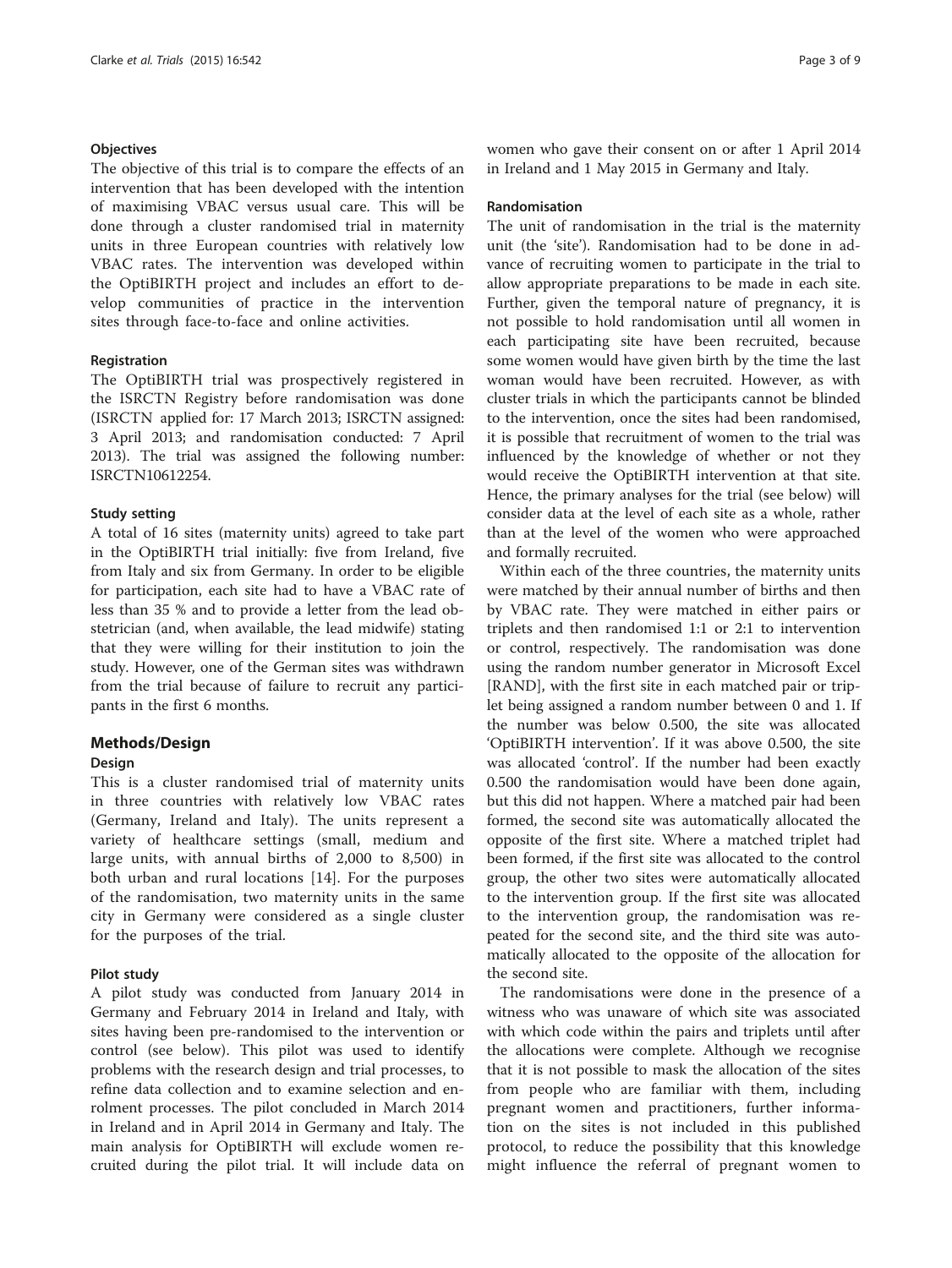### Objectives

The objective of this trial is to compare the effects of an intervention that has been developed with the intention of maximising VBAC versus usual care. This will be done through a cluster randomised trial in maternity units in three European countries with relatively low VBAC rates. The intervention was developed within the OptiBIRTH project and includes an effort to develop communities of practice in the intervention sites through face-to-face and online activities.

### Registration

The OptiBIRTH trial was prospectively registered in the ISRCTN Registry before randomisation was done (ISRCTN applied for: 17 March 2013; ISRCTN assigned: 3 April 2013; and randomisation conducted: 7 April 2013). The trial was assigned the following number: ISRCTN10612254.

### Study setting

A total of 16 sites (maternity units) agreed to take part in the OptiBIRTH trial initially: five from Ireland, five from Italy and six from Germany. In order to be eligible for participation, each site had to have a VBAC rate of less than 35 % and to provide a letter from the lead obstetrician (and, when available, the lead midwife) stating that they were willing for their institution to join the study. However, one of the German sites was withdrawn from the trial because of failure to recruit any participants in the first 6 months.

## Methods/Design

### Design

This is a cluster randomised trial of maternity units in three countries with relatively low VBAC rates (Germany, Ireland and Italy). The units represent a variety of healthcare settings (small, medium and large units, with annual births of 2,000 to 8,500) in both urban and rural locations [14]. For the purposes of the randomisation, two maternity units in the same city in Germany were considered as a single cluster for the purposes of the trial.

### Pilot study

A pilot study was conducted from January 2014 in Germany and February 2014 in Ireland and Italy, with sites having been pre-randomised to the intervention or control (see below). This pilot was used to identify problems with the research design and trial processes, to refine data collection and to examine selection and enrolment processes. The pilot concluded in March 2014 in Ireland and in April 2014 in Germany and Italy. The main analysis for OptiBIRTH will exclude women recruited during the pilot trial. It will include data on women who gave their consent on or after 1 April 2014 in Ireland and 1 May 2015 in Germany and Italy.

### Randomisation

The unit of randomisation in the trial is the maternity unit (the 'site'). Randomisation had to be done in advance of recruiting women to participate in the trial to allow appropriate preparations to be made in each site. Further, given the temporal nature of pregnancy, it is not possible to hold randomisation until all women in each participating site have been recruited, because some women would have given birth by the time the last woman would have been recruited. However, as with cluster trials in which the participants cannot be blinded to the intervention, once the sites had been randomised, it is possible that recruitment of women to the trial was influenced by the knowledge of whether or not they would receive the OptiBIRTH intervention at that site. Hence, the primary analyses for the trial (see below) will consider data at the level of each site as a whole, rather than at the level of the women who were approached and formally recruited.

Within each of the three countries, the maternity units were matched by their annual number of births and then by VBAC rate. They were matched in either pairs or triplets and then randomised 1:1 or 2:1 to intervention or control, respectively. The randomisation was done using the random number generator in Microsoft Excel [RAND], with the first site in each matched pair or triplet being assigned a random number between 0 and 1. If the number was below 0.500, the site was allocated 'OptiBIRTH intervention'. If it was above 0.500, the site was allocated 'control'. If the number had been exactly 0.500 the randomisation would have been done again, but this did not happen. Where a matched pair had been formed, the second site was automatically allocated the opposite of the first site. Where a matched triplet had been formed, if the first site was allocated to the control group, the other two sites were automatically allocated to the intervention group. If the first site was allocated to the intervention group, the randomisation was repeated for the second site, and the third site was automatically allocated to the opposite of the allocation for the second site.

The randomisations were done in the presence of a witness who was unaware of which site was associated with which code within the pairs and triplets until after the allocations were complete. Although we recognise that it is not possible to mask the allocation of the sites from people who are familiar with them, including pregnant women and practitioners, further information on the sites is not included in this published protocol, to reduce the possibility that this knowledge might influence the referral of pregnant women to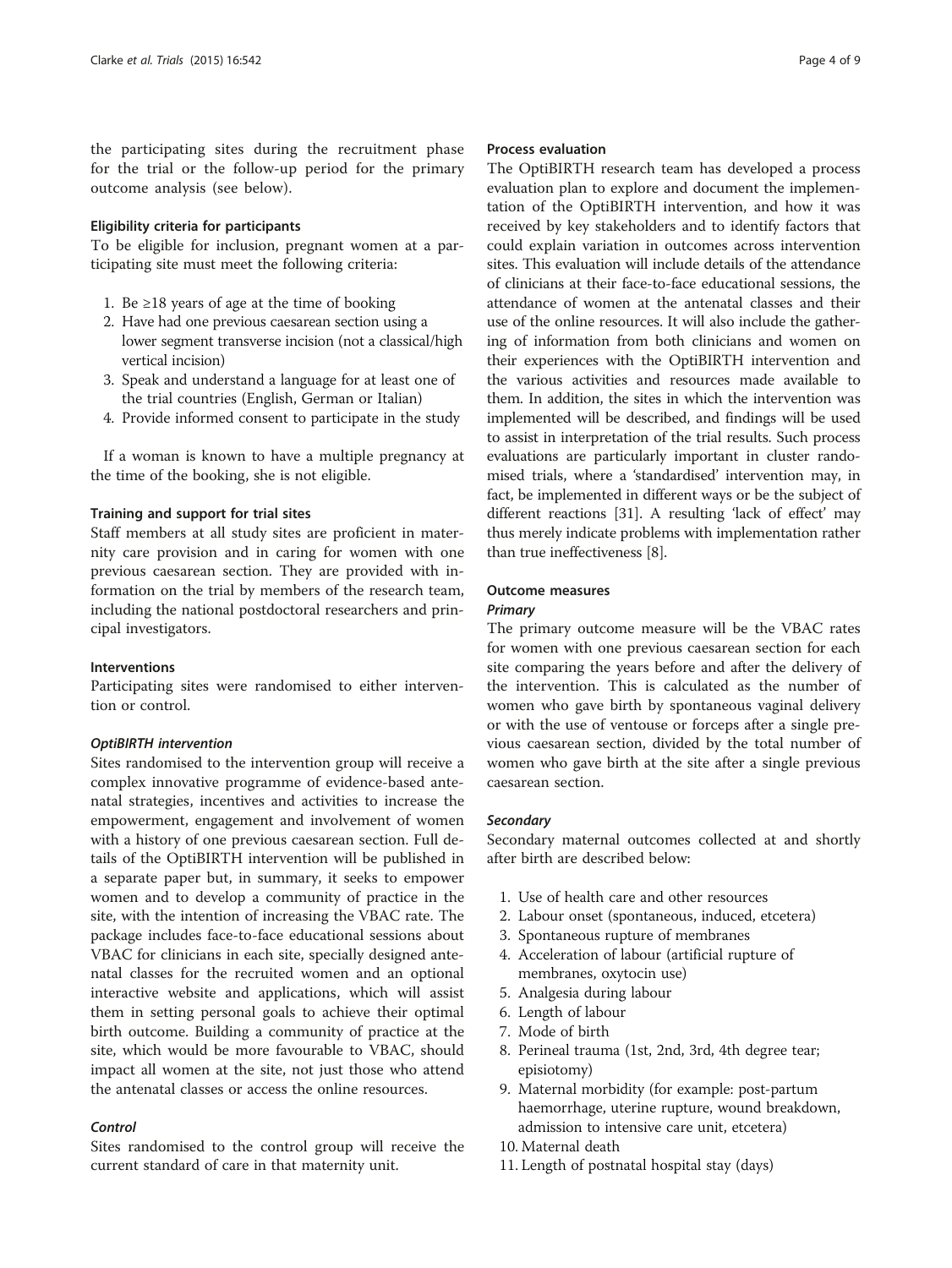the participating sites during the recruitment phase for the trial or the follow-up period for the primary outcome analysis (see below).

#### Eligibility criteria for participants

To be eligible for inclusion, pregnant women at a participating site must meet the following criteria:

1. Be ≥18 years of age at the time of booking
2. Have had one previous caesarean section using a lower segment transverse incision (not a classical/high vertical incision)
3. Speak and understand a language for at least one of the trial countries (English, German or Italian)
4. Provide informed consent to participate in the study

If a woman is known to have a multiple pregnancy at the time of the booking, she is not eligible.

#### Training and support for trial sites

Staff members at all study sites are proficient in maternity care provision and in caring for women with one previous caesarean section. They are provided with information on the trial by members of the research team, including the national postdoctoral researchers and principal investigators.

#### Interventions

Participating sites were randomised to either intervention or control.

##### *OptiBIRTH intervention*

Sites randomised to the intervention group will receive a complex innovative programme of evidence-based antenatal strategies, incentives and activities to increase the empowerment, engagement and involvement of women with a history of one previous caesarean section. Full details of the OptiBIRTH intervention will be published in a separate paper but, in summary, it seeks to empower women and to develop a community of practice in the site, with the intention of increasing the VBAC rate. The package includes face-to-face educational sessions about VBAC for clinicians in each site, specially designed antenatal classes for the recruited women and an optional interactive website and applications, which will assist them in setting personal goals to achieve their optimal birth outcome. Building a community of practice at the site, which would be more favourable to VBAC, should impact all women at the site, not just those who attend the antenatal classes or access the online resources.

##### *Control*

Sites randomised to the control group will receive the current standard of care in that maternity unit.

#### Process evaluation

The OptiBIRTH research team has developed a process evaluation plan to explore and document the implementation of the OptiBIRTH intervention, and how it was received by key stakeholders and to identify factors that could explain variation in outcomes across intervention sites. This evaluation will include details of the attendance of clinicians at their face-to-face educational sessions, the attendance of women at the antenatal classes and their use of the online resources. It will also include the gathering of information from both clinicians and women on their experiences with the OptiBIRTH intervention and the various activities and resources made available to them. In addition, the sites in which the intervention was implemented will be described, and findings will be used to assist in interpretation of the trial results. Such process evaluations are particularly important in cluster randomised trials, where a 'standardised' intervention may, in fact, be implemented in different ways or be the subject of different reactions [31]. A resulting 'lack of effect' may thus merely indicate problems with implementation rather than true ineffectiveness [8].

#### Outcome measures

##### *Primary*

The primary outcome measure will be the VBAC rates for women with one previous caesarean section for each site comparing the years before and after the delivery of the intervention. This is calculated as the number of women who gave birth by spontaneous vaginal delivery or with the use of ventouse or forceps after a single previous caesarean section, divided by the total number of women who gave birth at the site after a single previous caesarean section.

##### *Secondary*

Secondary maternal outcomes collected at and shortly after birth are described below:

1. Use of health care and other resources
2. Labour onset (spontaneous, induced, etcetera)
3. Spontaneous rupture of membranes
4. Acceleration of labour (artificial rupture of membranes, oxytocin use)
5. Analgesia during labour
6. Length of labour
7. Mode of birth
8. Perineal trauma (1st, 2nd, 3rd, 4th degree tear; episiotomy)
9. Maternal morbidity (for example: post-partum haemorrhage, uterine rupture, wound breakdown, admission to intensive care unit, etcetera)
10. Maternal death
11. Length of postnatal hospital stay (days)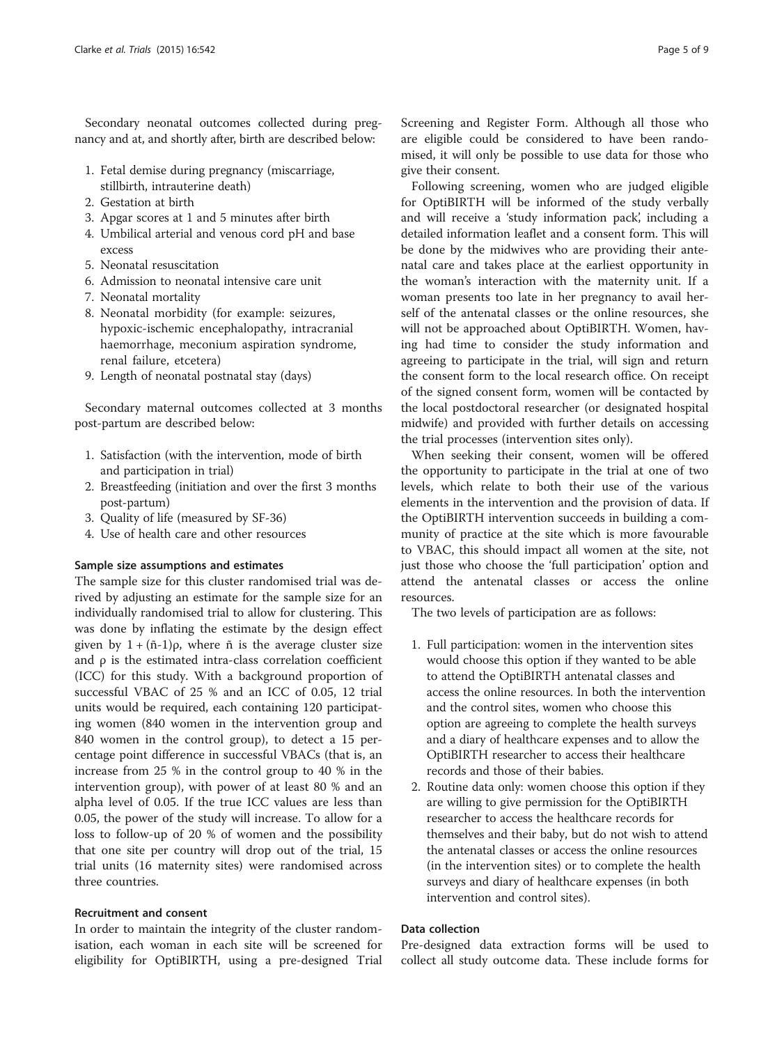Secondary neonatal outcomes collected during pregnancy and at, and shortly after, birth are described below:

1. Fetal demise during pregnancy (miscarriage, stillbirth, intrauterine death)
2. Gestation at birth
3. Apgar scores at 1 and 5 minutes after birth
4. Umbilical arterial and venous cord pH and base excess
5. Neonatal resuscitation
6. Admission to neonatal intensive care unit
7. Neonatal mortality
8. Neonatal morbidity (for example: seizures, hypoxic-ischemic encephalopathy, intracranial haemorrhage, meconium aspiration syndrome, renal failure, etcetera)
9. Length of neonatal postnatal stay (days)

Secondary maternal outcomes collected at 3 months post-partum are described below:

1. Satisfaction (with the intervention, mode of birth and participation in trial)
2. Breastfeeding (initiation and over the first 3 months post-partum)
3. Quality of life (measured by SF-36)
4. Use of health care and other resources

### Sample size assumptions and estimates

The sample size for this cluster randomised trial was derived by adjusting an estimate for the sample size for an individually randomised trial to allow for clustering. This was done by inflating the estimate by the design effect given by $1 + (\tilde{n}-1)\rho$, where $\tilde{n}$ is the average cluster size and $\rho$ is the estimated intra-class correlation coefficient (ICC) for this study. With a background proportion of successful VBAC of 25 % and an ICC of 0.05, 12 trial units would be required, each containing 120 participating women (840 women in the intervention group and 840 women in the control group), to detect a 15 percentage point difference in successful VBACs (that is, an increase from 25 % in the control group to 40 % in the intervention group), with power of at least 80 % and an alpha level of 0.05. If the true ICC values are less than 0.05, the power of the study will increase. To allow for a loss to follow-up of 20 % of women and the possibility that one site per country will drop out of the trial, 15 trial units (16 maternity sites) were randomised across three countries.

### Recruitment and consent

In order to maintain the integrity of the cluster randomisation, each woman in each site will be screened for eligibility for OptiBIRTH, using a pre-designed Trial Screening and Register Form. Although all those who are eligible could be considered to have been randomised, it will only be possible to use data for those who give their consent.

Following screening, women who are judged eligible for OptiBIRTH will be informed of the study verbally and will receive a 'study information pack', including a detailed information leaflet and a consent form. This will be done by the midwives who are providing their antenatal care and takes place at the earliest opportunity in the woman's interaction with the maternity unit. If a woman presents too late in her pregnancy to avail herself of the antenatal classes or the online resources, she will not be approached about OptiBIRTH. Women, having had time to consider the study information and agreeing to participate in the trial, will sign and return the consent form to the local research office. On receipt of the signed consent form, women will be contacted by the local postdoctoral researcher (or designated hospital midwife) and provided with further details on accessing the trial processes (intervention sites only).

When seeking their consent, women will be offered the opportunity to participate in the trial at one of two levels, which relate to both their use of the various elements in the intervention and the provision of data. If the OptiBIRTH intervention succeeds in building a community of practice at the site which is more favourable to VBAC, this should impact all women at the site, not just those who choose the 'full participation' option and attend the antenatal classes or access the online resources.

The two levels of participation are as follows:

1. Full participation: women in the intervention sites would choose this option if they wanted to be able to attend the OptiBIRTH antenatal classes and access the online resources. In both the intervention and the control sites, women who choose this option are agreeing to complete the health surveys and a diary of healthcare expenses and to allow the OptiBIRTH researcher to access their healthcare records and those of their babies.
2. Routine data only: women choose this option if they are willing to give permission for the OptiBIRTH researcher to access the healthcare records for themselves and their baby, but do not wish to attend the antenatal classes or access the online resources (in the intervention sites) or to complete the health surveys and diary of healthcare expenses (in both intervention and control sites).

### Data collection

Pre-designed data extraction forms will be used to collect all study outcome data. These include forms for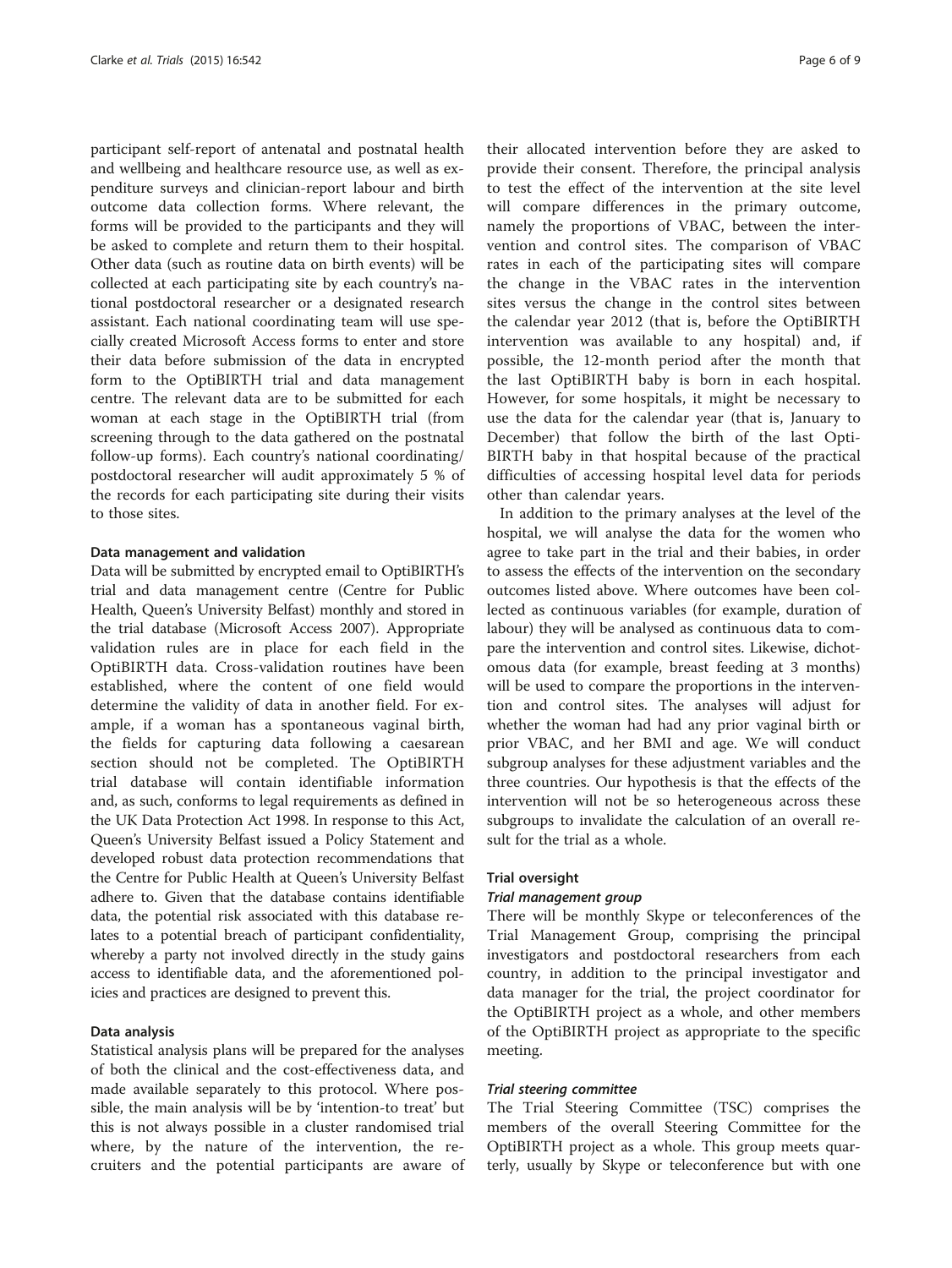participant self-report of antenatal and postnatal health and wellbeing and healthcare resource use, as well as expenditure surveys and clinician-report labour and birth outcome data collection forms. Where relevant, the forms will be provided to the participants and they will be asked to complete and return them to their hospital. Other data (such as routine data on birth events) will be collected at each participating site by each country's national postdoctoral researcher or a designated research assistant. Each national coordinating team will use specially created Microsoft Access forms to enter and store their data before submission of the data in encrypted form to the OptiBIRTH trial and data management centre. The relevant data are to be submitted for each woman at each stage in the OptiBIRTH trial (from screening through to the data gathered on the postnatal follow-up forms). Each country's national coordinating/ postdoctoral researcher will audit approximately 5 % of the records for each participating site during their visits to those sites.

### Data management and validation

Data will be submitted by encrypted email to OptiBIRTH's trial and data management centre (Centre for Public Health, Queen's University Belfast) monthly and stored in the trial database (Microsoft Access 2007). Appropriate validation rules are in place for each field in the OptiBIRTH data. Cross-validation routines have been established, where the content of one field would determine the validity of data in another field. For example, if a woman has a spontaneous vaginal birth, the fields for capturing data following a caesarean section should not be completed. The OptiBIRTH trial database will contain identifiable information and, as such, conforms to legal requirements as defined in the UK Data Protection Act 1998. In response to this Act, Queen's University Belfast issued a Policy Statement and developed robust data protection recommendations that the Centre for Public Health at Queen's University Belfast adhere to. Given that the database contains identifiable data, the potential risk associated with this database relates to a potential breach of participant confidentiality, whereby a party not involved directly in the study gains access to identifiable data, and the aforementioned policies and practices are designed to prevent this.

### Data analysis

Statistical analysis plans will be prepared for the analyses of both the clinical and the cost-effectiveness data, and made available separately to this protocol. Where possible, the main analysis will be by 'intention-to treat' but this is not always possible in a cluster randomised trial where, by the nature of the intervention, the recruiters and the potential participants are aware of their allocated intervention before they are asked to provide their consent. Therefore, the principal analysis to test the effect of the intervention at the site level will compare differences in the primary outcome, namely the proportions of VBAC, between the intervention and control sites. The comparison of VBAC rates in each of the participating sites will compare the change in the VBAC rates in the intervention sites versus the change in the control sites between the calendar year 2012 (that is, before the OptiBIRTH intervention was available to any hospital) and, if possible, the 12-month period after the month that the last OptiBIRTH baby is born in each hospital. However, for some hospitals, it might be necessary to use the data for the calendar year (that is, January to December) that follow the birth of the last OptiBIRTH baby in that hospital because of the practical difficulties of accessing hospital level data for periods other than calendar years.

In addition to the primary analyses at the level of the hospital, we will analyse the data for the women who agree to take part in the trial and their babies, in order to assess the effects of the intervention on the secondary outcomes listed above. Where outcomes have been collected as continuous variables (for example, duration of labour) they will be analysed as continuous data to compare the intervention and control sites. Likewise, dichotomous data (for example, breast feeding at 3 months) will be used to compare the proportions in the intervention and control sites. The analyses will adjust for whether the woman had had any prior vaginal birth or prior VBAC, and her BMI and age. We will conduct subgroup analyses for these adjustment variables and the three countries. Our hypothesis is that the effects of the intervention will not be so heterogeneous across these subgroups to invalidate the calculation of an overall result for the trial as a whole.

### Trial oversight

#### *Trial management group*

There will be monthly Skype or teleconferences of the Trial Management Group, comprising the principal investigators and postdoctoral researchers from each country, in addition to the principal investigator and data manager for the trial, the project coordinator for the OptiBIRTH project as a whole, and other members of the OptiBIRTH project as appropriate to the specific meeting.

#### *Trial steering committee*

The Trial Steering Committee (TSC) comprises the members of the overall Steering Committee for the OptiBIRTH project as a whole. This group meets quarterly, usually by Skype or teleconference but with one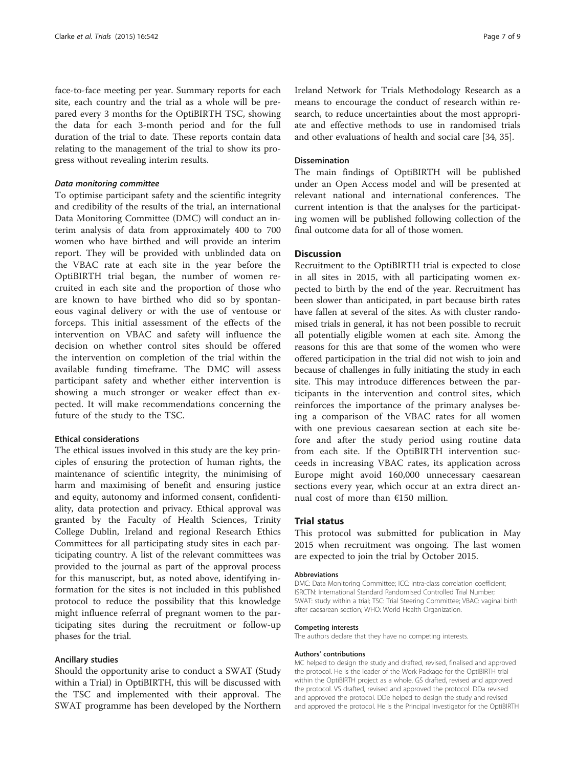face-to-face meeting per year. Summary reports for each site, each country and the trial as a whole will be prepared every 3 months for the OptiBIRTH TSC, showing the data for each 3-month period and for the full duration of the trial to date. These reports contain data relating to the management of the trial to show its progress without revealing interim results.

#### *Data monitoring committee*

To optimise participant safety and the scientific integrity and credibility of the results of the trial, an international Data Monitoring Committee (DMC) will conduct an interim analysis of data from approximately 400 to 700 women who have birthed and will provide an interim report. They will be provided with unblinded data on the VBAC rate at each site in the year before the OptiBIRTH trial began, the number of women recruited in each site and the proportion of those who are known to have birthed who did so by spontaneous vaginal delivery or with the use of ventouse or forceps. This initial assessment of the effects of the intervention on VBAC and safety will influence the decision on whether control sites should be offered the intervention on completion of the trial within the available funding timeframe. The DMC will assess participant safety and whether either intervention is showing a much stronger or weaker effect than expected. It will make recommendations concerning the future of the study to the TSC.

### Ethical considerations

The ethical issues involved in this study are the key principles of ensuring the protection of human rights, the maintenance of scientific integrity, the minimising of harm and maximising of benefit and ensuring justice and equity, autonomy and informed consent, confidentiality, data protection and privacy. Ethical approval was granted by the Faculty of Health Sciences, Trinity College Dublin, Ireland and regional Research Ethics Committees for all participating study sites in each participating country. A list of the relevant committees was provided to the journal as part of the approval process for this manuscript, but, as noted above, identifying information for the sites is not included in this published protocol to reduce the possibility that this knowledge might influence referral of pregnant women to the participating sites during the recruitment or follow-up phases for the trial.

### Ancillary studies

Should the opportunity arise to conduct a SWAT (Study within a Trial) in OptiBIRTH, this will be discussed with the TSC and implemented with their approval. The SWAT programme has been developed by the Northern Ireland Network for Trials Methodology Research as a means to encourage the conduct of research within research, to reduce uncertainties about the most appropriate and effective methods to use in randomised trials and other evaluations of health and social care [34, 35].

### Dissemination

The main findings of OptiBIRTH will be published under an Open Access model and will be presented at relevant national and international conferences. The current intention is that the analyses for the participating women will be published following collection of the final outcome data for all of those women.

## Discussion

Recruitment to the OptiBIRTH trial is expected to close in all sites in 2015, with all participating women expected to birth by the end of the year. Recruitment has been slower than anticipated, in part because birth rates have fallen at several of the sites. As with cluster randomised trials in general, it has not been possible to recruit all potentially eligible women at each site. Among the reasons for this are that some of the women who were offered participation in the trial did not wish to join and because of challenges in fully initiating the study in each site. This may introduce differences between the participants in the intervention and control sites, which reinforces the importance of the primary analyses being a comparison of the VBAC rates for all women with one previous caesarean section at each site before and after the study period using routine data from each site. If the OptiBIRTH intervention succeeds in increasing VBAC rates, its application across Europe might avoid 160,000 unnecessary caesarean sections every year, which occur at an extra direct annual cost of more than €150 million.

## Trial status

This protocol was submitted for publication in May 2015 when recruitment was ongoing. The last women are expected to join the trial by October 2015.

#### Abbreviations

DMC: Data Monitoring Committee; ICC: intra-class correlation coefficient; ISRCTN: International Standard Randomised Controlled Trial Number; SWAT: study within a trial; TSC: Trial Steering Committee; VBAC: vaginal birth after caesarean section; WHO: World Health Organization.

#### Competing interests

The authors declare that they have no competing interests.

#### Authors' contributions

MC helped to design the study and drafted, revised, finalised and approved the protocol. He is the leader of the Work Package for the OptiBIRTH trial within the OptiBIRTH project as a whole. GS drafted, revised and approved the protocol. VS drafted, revised and approved the protocol. DDa revised and approved the protocol. DDe helped to design the study and revised and approved the protocol. He is the Principal Investigator for the OptiBIRTH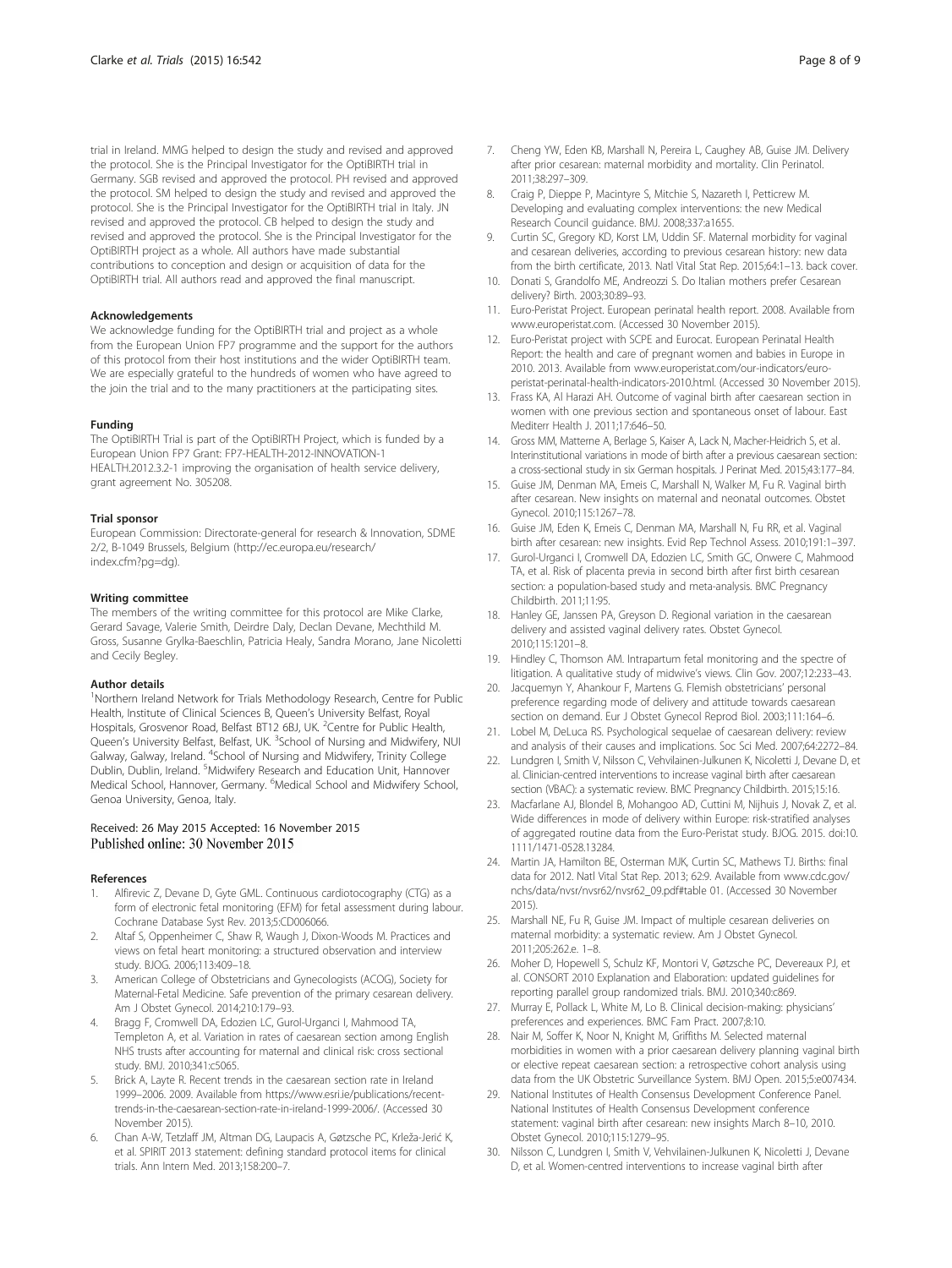trial in Ireland. MMG helped to design the study and revised and approved the protocol. She is the Principal Investigator for the OptiBIRTH trial in Germany. SGB revised and approved the protocol. PH revised and approved the protocol. SM helped to design the study and revised and approved the protocol. She is the Principal Investigator for the OptiBIRTH trial in Italy. JN revised and approved the protocol. CB helped to design the study and revised and approved the protocol. She is the Principal Investigator for the OptiBIRTH project as a whole. All authors have made substantial contributions to conception and design or acquisition of data for the OptiBIRTH trial. All authors read and approved the final manuscript.

### Acknowledgements

We acknowledge funding for the OptiBIRTH trial and project as a whole from the European Union FP7 programme and the support for the authors of this protocol from their host institutions and the wider OptiBIRTH team. We are especially grateful to the hundreds of women who have agreed to the join the trial and to the many practitioners at the participating sites.

### Funding

The OptiBIRTH Trial is part of the OptiBIRTH Project, which is funded by a European Union FP7 Grant: FP7-HEALTH-2012-INNOVATION-1 HEALTH.2012.3.2-1 improving the organisation of health service delivery, grant agreement No. 305208.

### Trial sponsor

European Commission: Directorate-general for research & Innovation, SDME 2/2, B-1049 Brussels, Belgium (http://ec.europa.eu/research/index.cfm?pg=dg).

### Writing committee

The members of the writing committee for this protocol are Mike Clarke, Gerard Savage, Valerie Smith, Deirdre Daly, Declan Devane, Mechthild M. Gross, Susanne Grylka-Baeschlin, Patricia Healy, Sandra Morano, Jane Nicoletti and Cecily Begley.

### Author details

[1]Northern Ireland Network for Trials Methodology Research, Centre for Public Health, Institute of Clinical Sciences B, Queen's University Belfast, Royal Hospitals, Grosvenor Road, Belfast BT12 6BJ, UK. [2]Centre for Public Health, Queen's University Belfast, Belfast, UK. [3]School of Nursing and Midwifery, NUI Galway, Galway, Ireland. [4]School of Nursing and Midwifery, Trinity College Dublin, Dublin, Ireland. [5]Midwifery Research and Education Unit, Hannover Medical School, Hannover, Germany. [6]Medical School and Midwifery School, Genoa University, Genoa, Italy.

Received: 26 May 2015 Accepted: 16 November 2015
Published online: 30 November 2015

### References

1. Alfirevic Z, Devane D, Gyte GML. Continuous cardiotocography (CTG) as a form of electronic fetal monitoring (EFM) for fetal assessment during labour. Cochrane Database Syst Rev. 2013;5:CD006066.
2. Altaf S, Oppenheimer C, Shaw R, Waugh J, Dixon-Woods M. Practices and views on fetal heart monitoring: a structured observation and interview study. BJOG. 2006;113:409–18.
3. American College of Obstetricians and Gynecologists (ACOG), Society for Maternal-Fetal Medicine. Safe prevention of the primary cesarean delivery. Am J Obstet Gynecol. 2014;210:179–93.
4. Bragg F, Cromwell DA, Edozien LC, Gurol-Urganci I, Mahmood TA, Templeton A, et al. Variation in rates of caesarean section among English NHS trusts after accounting for maternal and clinical risk: cross sectional study. BMJ. 2010;341:c5065.
5. Brick A, Layte R. Recent trends in the caesarean section rate in Ireland 1999–2006. 2009. Available from https://www.esri.ie/publications/recent-trends-in-the-caesarean-section-rate-in-ireland-1999-2006/. (Accessed 30 November 2015).
6. Chan A-W, Tetzlaff JM, Altman DG, Laupacis A, Gøtzsche PC, Krleža-Jerić K, et al. SPIRIT 2013 statement: defining standard protocol items for clinical trials. Ann Intern Med. 2013;158:200–7.
7. Cheng YW, Eden KB, Marshall N, Pereira L, Caughey AB, Guise JM. Delivery after prior cesarean: maternal morbidity and mortality. Clin Perinatol. 2011;38:297–309.
8. Craig P, Dieppe P, Macintyre S, Mitchie S, Nazareth I, Petticrew M. Developing and evaluating complex interventions: the new Medical Research Council guidance. BMJ. 2008;337:a1655.
9. Curtin SC, Gregory KD, Korst LM, Uddin SF. Maternal morbidity for vaginal and cesarean deliveries, according to previous cesarean history: new data from the birth certificate, 2013. Natl Vital Stat Rep. 2015;64:1–13. back cover.
10. Donati S, Grandolfo ME, Andreozzi S. Do Italian mothers prefer Cesarean delivery? Birth. 2003;30:89–93.
11. Euro-Peristat Project. European perinatal health report. 2008. Available from www.europeristat.com. (Accessed 30 November 2015).
12. Euro-Peristat project with SCPE and Eurocat. European Perinatal Health Report: the health and care of pregnant women and babies in Europe in 2010. 2013. Available from www.europeristat.com/our-indicators/euro-peristat-perinatal-health-indicators-2010.html. (Accessed 30 November 2015).
13. Frass KA, Al Harazi AH. Outcome of vaginal birth after caesarean section in women with one previous section and spontaneous onset of labour. East Mediterr Health J. 2011;17:646–50.
14. Gross MM, Matterne A, Berlage S, Kaiser A, Lack N, Macher-Heidrich S, et al. Interinstitutional variations in mode of birth after a previous caesarean section: a cross-sectional study in six German hospitals. J Perinat Med. 2015;43:177–84.
15. Guise JM, Denman MA, Emeis C, Marshall N, Walker M, Fu R. Vaginal birth after cesarean. New insights on maternal and neonatal outcomes. Obstet Gynecol. 2010;115:1267–78.
16. Guise JM, Eden K, Emeis C, Denman MA, Marshall N, Fu RR, et al. Vaginal birth after cesarean: new insights. Evid Rep Technol Assess. 2010;191:1–397.
17. Gurol-Urganci I, Cromwell DA, Edozien LC, Smith GC, Onwere C, Mahmood TA, et al. Risk of placenta previa in second birth after first birth cesarean section: a population-based study and meta-analysis. BMC Pregnancy Childbirth. 2011;11:95.
18. Hanley GE, Janssen PA, Greyson D. Regional variation in the caesarean delivery and assisted vaginal delivery rates. Obstet Gynecol. 2010;115:1201–8.
19. Hindley C, Thomson AM. Intrapartum fetal monitoring and the spectre of litigation. A qualitative study of midwive's views. Clin Gov. 2007;12:233–43.
20. Jacquemyn Y, Ahankour F, Martens G. Flemish obstetricians' personal preference regarding mode of delivery and attitude towards caesarean section on demand. Eur J Obstet Gynecol Reprod Biol. 2003;111:164–6.
21. Lobel M, DeLuca RS. Psychological sequelae of caesarean delivery: review and analysis of their causes and implications. Soc Sci Med. 2007;64:2272–84.
22. Lundgren I, Smith V, Nilsson C, Vehvilainen-Julkunen K, Nicoletti J, Devane D, et al. Clinician-centred interventions to increase vaginal birth after caesarean section (VBAC): a systematic review. BMC Pregnancy Childbirth. 2015;15:16.
23. Macfarlane AJ, Blondel B, Mohangoo AD, Cuttini M, Nijhuis J, Novak Z, et al. Wide differences in mode of delivery within Europe: risk-stratified analyses of aggregated routine data from the Euro-Peristat study. BJOG. 2015. doi:10.1111/1471-0528.13284.
24. Martin JA, Hamilton BE, Osterman MJK, Curtin SC, Mathews TJ. Births: final data for 2012. Natl Vital Stat Rep. 2013; 62:9. Available from www.cdc.gov/nchs/data/nvsr/nvsr62/nvsr62_09.pdf#table 01. (Accessed 30 November 2015).
25. Marshall NE, Fu R, Guise JM. Impact of multiple cesarean deliveries on maternal morbidity: a systematic review. Am J Obstet Gynecol. 2011;205:262.e. 1–8.
26. Moher D, Hopewell S, Schulz KF, Montori V, Gøtzsche PC, Devereaux PJ, et al. CONSORT 2010 Explanation and Elaboration: updated guidelines for reporting parallel group randomized trials. BMJ. 2010;340:c869.
27. Murray E, Pollack L, White M, Lo B. Clinical decision-making: physicians' preferences and experiences. BMC Fam Pract. 2007;8:10.
28. Nair M, Soffer K, Noor N, Knight M, Griffiths M. Selected maternal morbidities in women with a prior caesarean delivery planning vaginal birth or elective repeat caesarean section: a retrospective cohort analysis using data from the UK Obstetric Surveillance System. BMJ Open. 2015;5:e007434.
29. National Institutes of Health Consensus Development Conference Panel. National Institutes of Health Consensus Development conference statement: vaginal birth after cesarean: new insights March 8–10, 2010. Obstet Gynecol. 2010;115:1279–95.
30. Nilsson C, Lundgren I, Smith V, Vehvilainen-Julkunen K, Nicoletti J, Devane D, et al. Women-centred interventions to increase vaginal birth after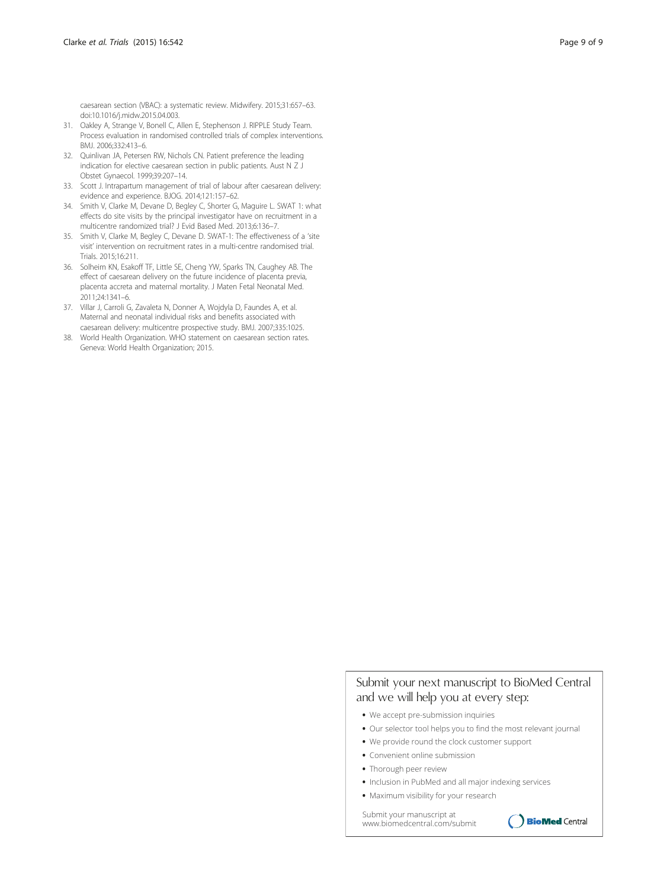caesarean section (VBAC): a systematic review. Midwifery. 2015;31:657–63. doi:10.1016/j.midw.2015.04.003.

31. Oakley A, Strange V, Bonell C, Allen E, Stephenson J. RIPPLE Study Team. Process evaluation in randomised controlled trials of complex interventions. BMJ. 2006;332:413–6.
32. Quinlivan JA, Petersen RW, Nichols CN. Patient preference the leading indication for elective caesarean section in public patients. Aust N Z J Obstet Gynaecol. 1999;39:207–14.
33. Scott J. Intrapartum management of trial of labour after caesarean delivery: evidence and experience. BJOG. 2014;121:157–62.
34. Smith V, Clarke M, Devane D, Begley C, Shorter G, Maguire L. SWAT 1: what effects do site visits by the principal investigator have on recruitment in a multicentre randomized trial? J Evid Based Med. 2013;6:136–7.
35. Smith V, Clarke M, Begley C, Devane D. SWAT-1: The effectiveness of a 'site visit' intervention on recruitment rates in a multi-centre randomised trial. Trials. 2015;16:211.
36. Solheim KN, Esakoff TF, Little SE, Cheng YW, Sparks TN, Caughey AB. The effect of caesarean delivery on the future incidence of placenta previa, placenta accreta and maternal mortality. J Maten Fetal Neonatal Med. 2011;24:1341–6.
37. Villar J, Carroli G, Zavaleta N, Donner A, Wojdyla D, Faundes A, et al. Maternal and neonatal individual risks and benefits associated with caesarean delivery: multicentre prospective study. BMJ. 2007;335:1025.
38. World Health Organization. WHO statement on caesarean section rates. Geneva: World Health Organization; 2015.

Submit your next manuscript to BioMed Central and we will help you at every step:

- We accept pre-submission inquiries
- Our selector tool helps you to find the most relevant journal
- We provide round the clock customer support
- Convenient online submission
- Thorough peer review
- Inclusion in PubMed and all major indexing services
- Maximum visibility for your research

Submit your manuscript at www.biomedcentral.com/submit

BioMed Central